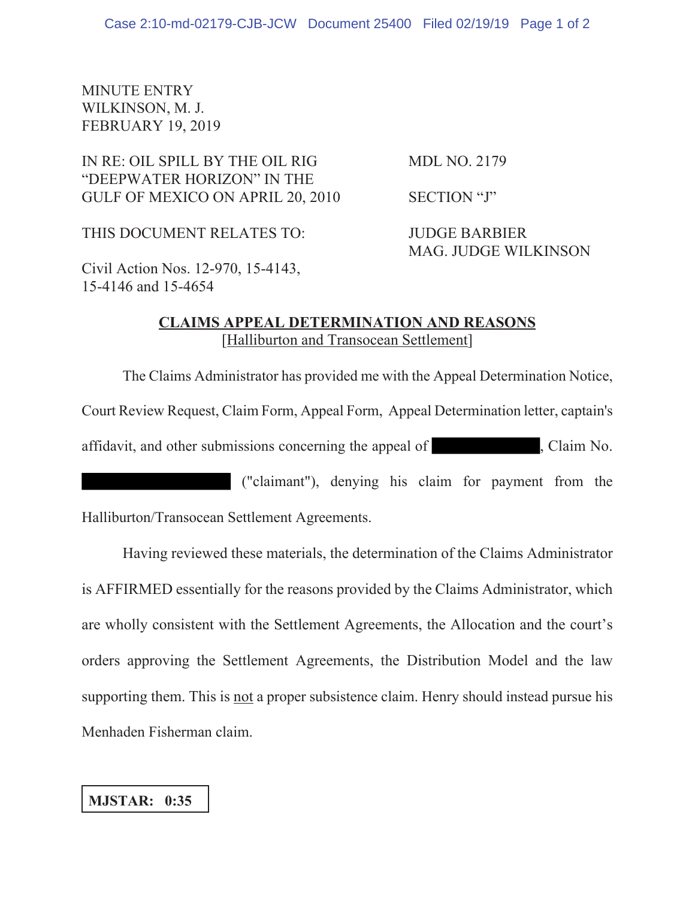MINUTE ENTRY
WILKINSON, M. J.
FEBRUARY 19, 2019

IN RE: OIL SPILL BY THE OIL RIG "DEEPWATER HORIZON" IN THE GULF OF MEXICO ON APRIL 20, 2010

MDL NO. 2179

SECTION "J"

THIS DOCUMENT RELATES TO:

JUDGE BARBIER
MAG. JUDGE WILKINSON

Civil Action Nos. 12-970, 15-4143, 15-4146 and 15-4654

**CLAIMS APPEAL DETERMINATION AND REASONS**
[Halliburton and Transocean Settlement]

The Claims Administrator has provided me with the Appeal Determination Notice, Court Review Request, Claim Form, Appeal Form, Appeal Determination letter, captain's affidavit, and other submissions concerning the appeal of [REDACTED], Claim No. [REDACTED] ("claimant"), denying his claim for payment from the Halliburton/Transocean Settlement Agreements.

Having reviewed these materials, the determination of the Claims Administrator is AFFIRMED essentially for the reasons provided by the Claims Administrator, which are wholly consistent with the Settlement Agreements, the Allocation and the court's orders approving the Settlement Agreements, the Distribution Model and the law supporting them. This is not a proper subsistence claim. Henry should instead pursue his Menhaden Fisherman claim.

**MJSTAR: 0:35**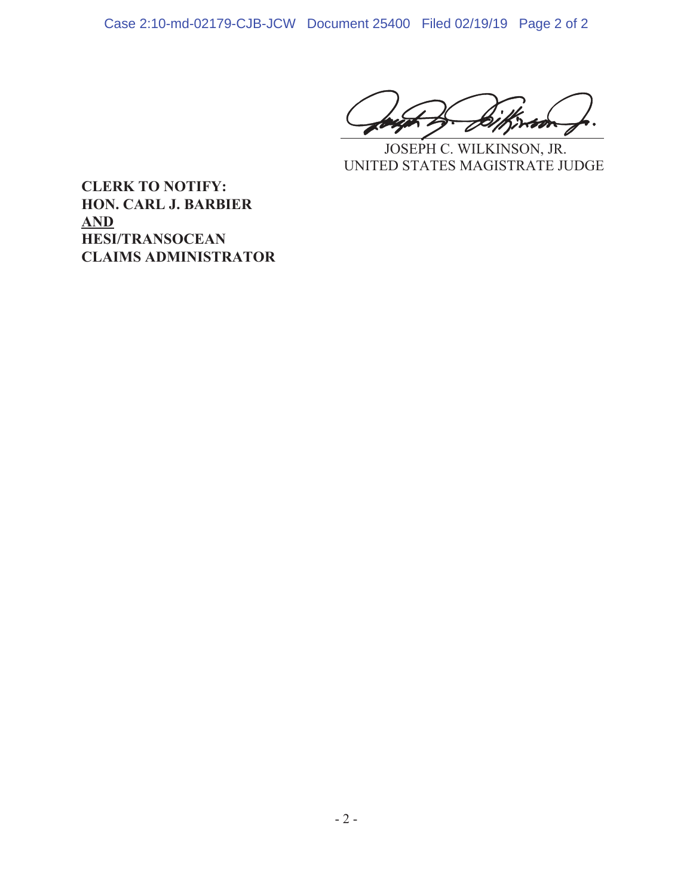JOSEPH C. WILKINSON, JR.
UNITED STATES MAGISTRATE JUDGE

**CLERK TO NOTIFY:**
**HON. CARL J. BARBIER**
**AND**
**HESI/TRANSOCEAN**
**CLAIMS ADMINISTRATOR**